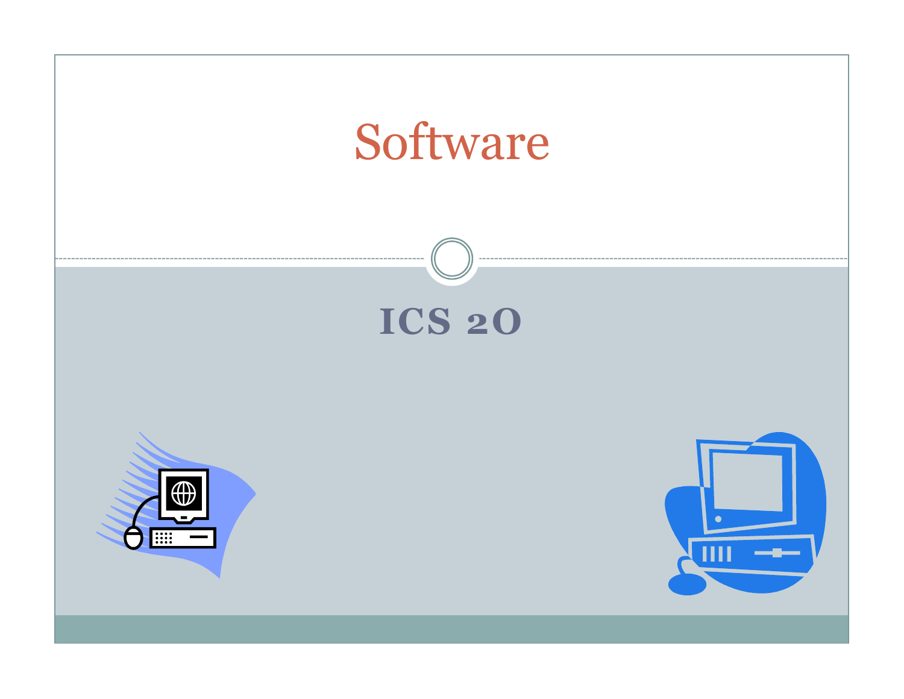# Software

## ICS 2O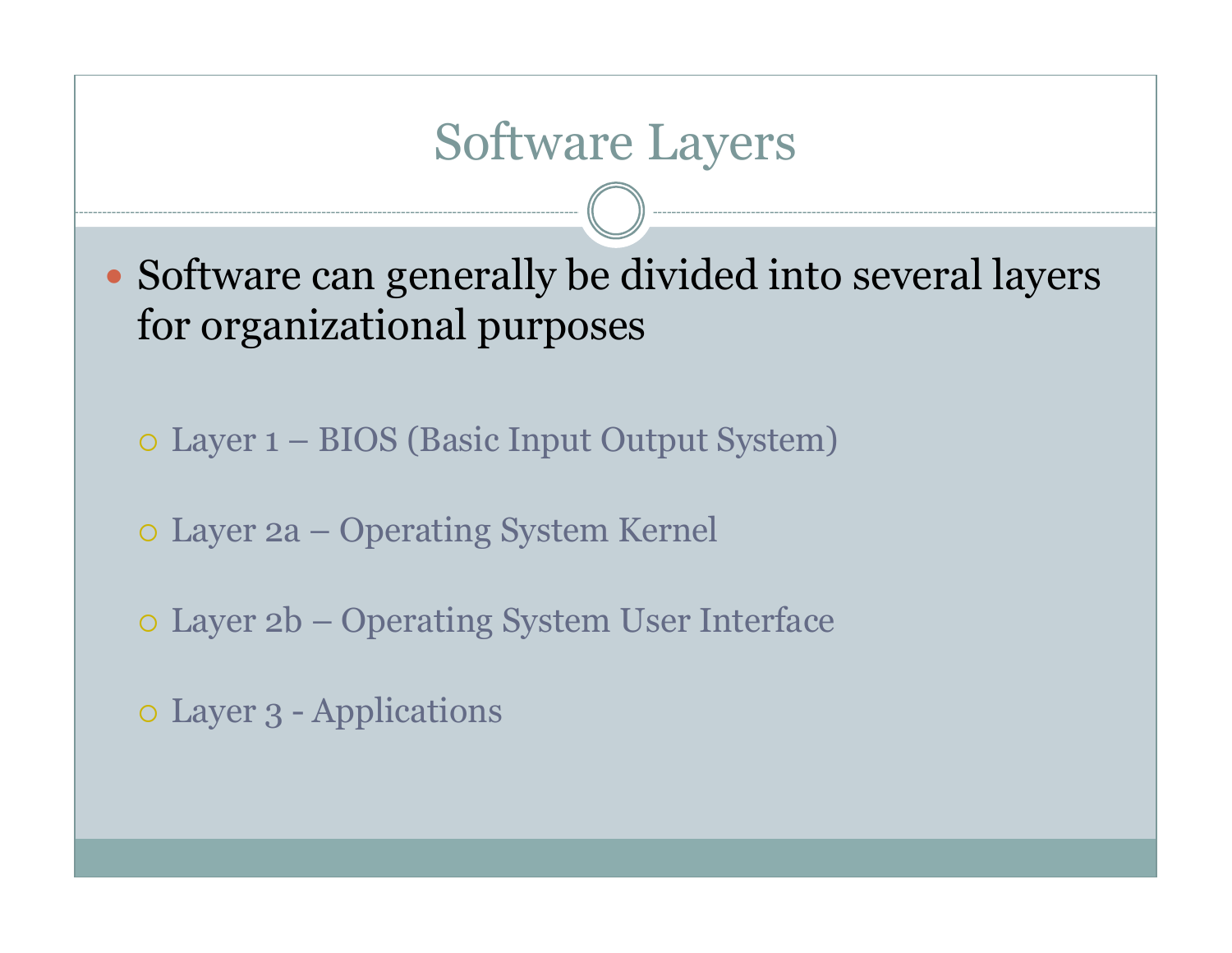# Software Layers

- Software can generally be divided into several layers for organizational purposes
  - Layer 1 – BIOS (Basic Input Output System)
  - Layer 2a – Operating System Kernel
  - Layer 2b – Operating System User Interface
  - Layer 3 - Applications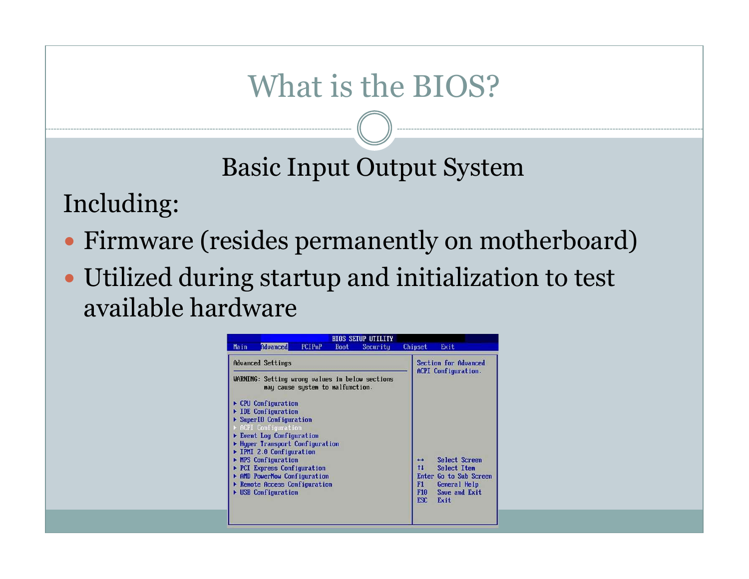# What is the BIOS?

Basic Input Output System

Including:

- Firmware (resides permanently on motherboard)
- Utilized during startup and initialization to test available hardware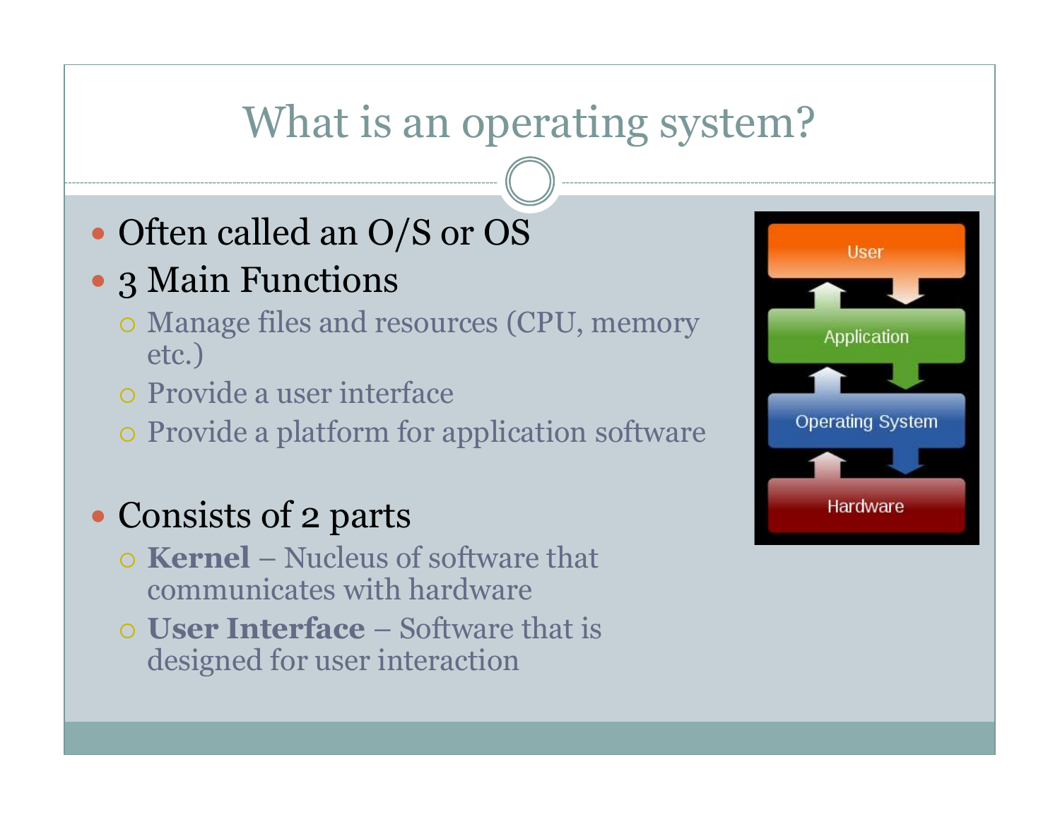# What is an operating system?

- Often called an O/S or OS
- 3 Main Functions
  - Manage files and resources (CPU, memory etc.)
  - Provide a user interface
  - Provide a platform for application software
- Consists of 2 parts
  - **Kernel** – Nucleus of software that communicates with hardware
  - **User Interface** – Software that is designed for user interaction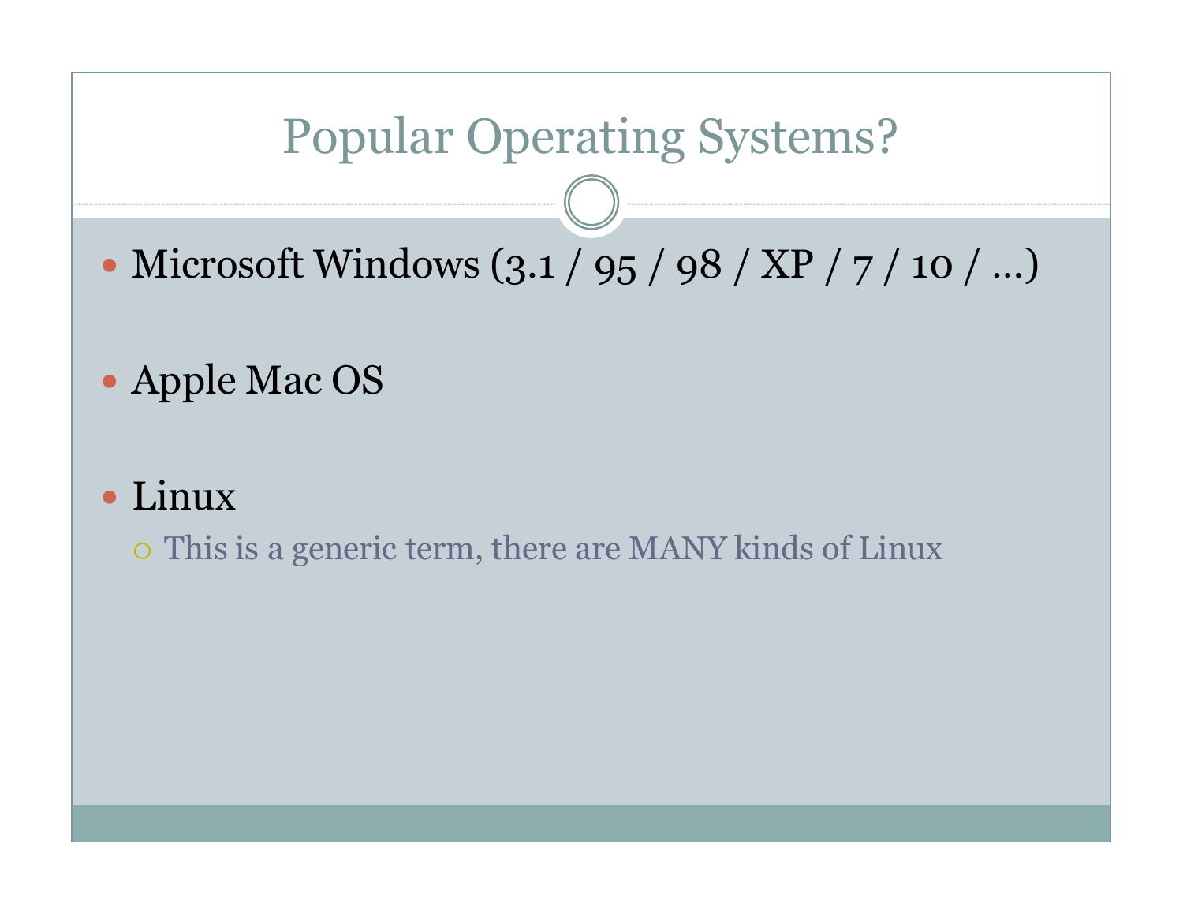# Popular Operating Systems?

- Microsoft Windows (3.1 / 95 / 98 / XP / 7 / 10 / …)
- Apple Mac OS
- Linux
  - This is a generic term, there are MANY kinds of Linux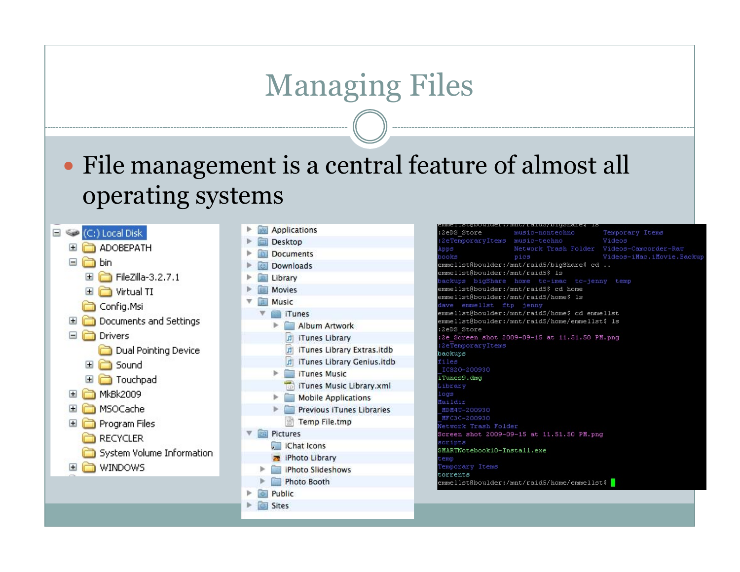# Managing Files

- File management is a central feature of almost all operating systems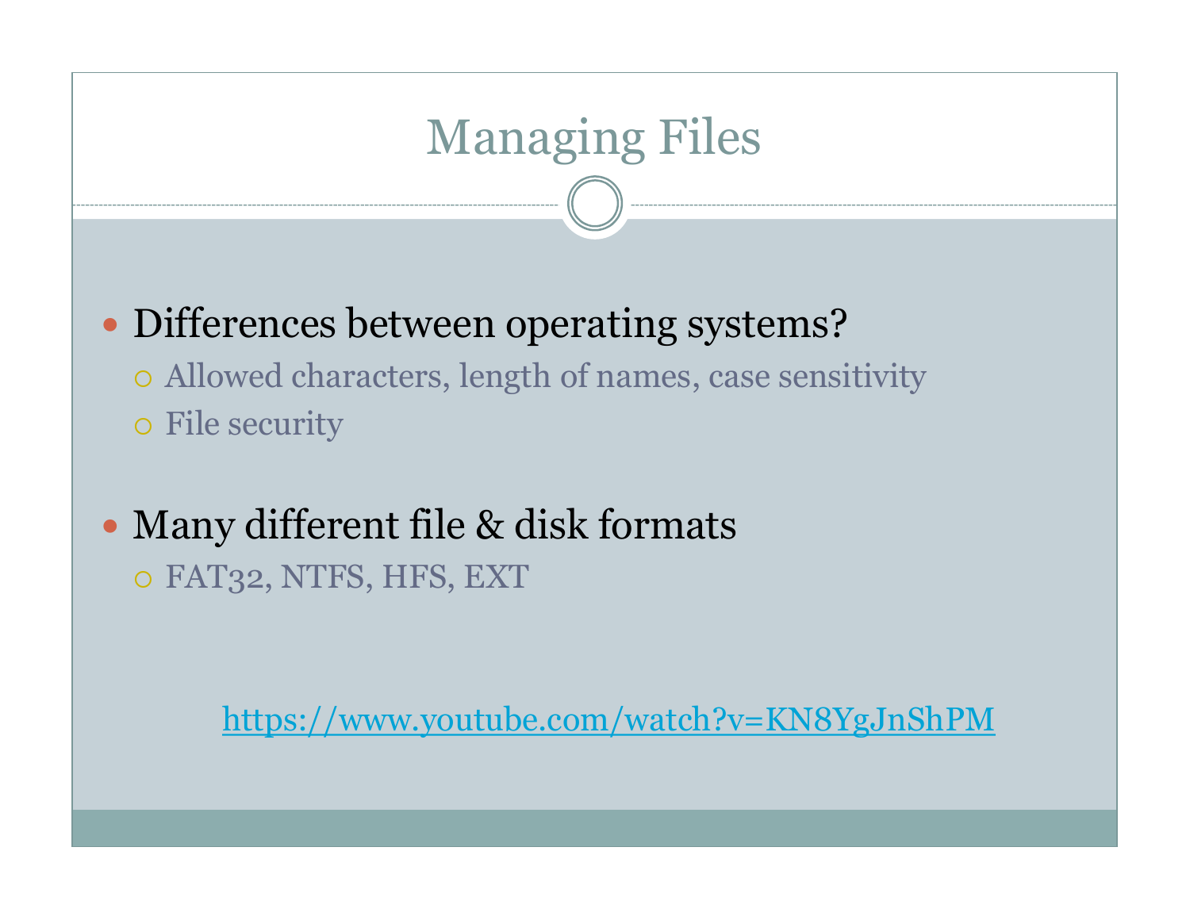# Managing Files

- Differences between operating systems?
  - Allowed characters, length of names, case sensitivity
  - File security

- Many different file & disk formats
  - FAT32, NTFS, HFS, EXT

https://www.youtube.com/watch?v=KN8YgJnShPM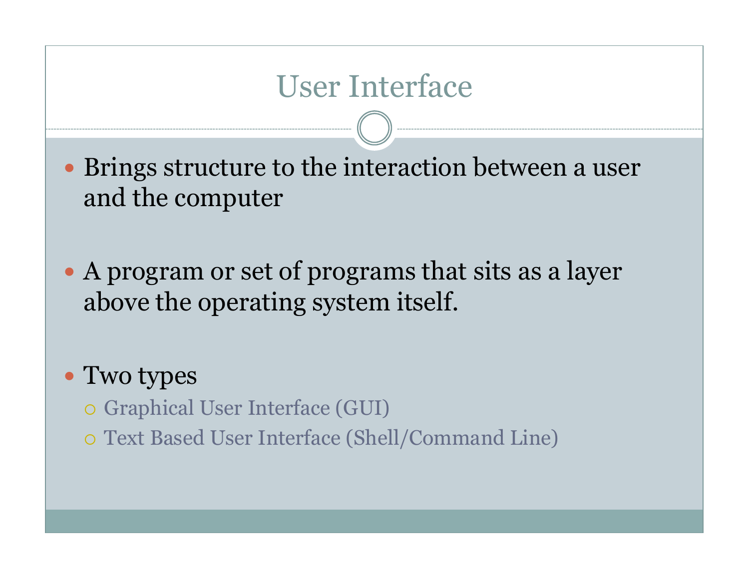# User Interface

- Brings structure to the interaction between a user and the computer

- A program or set of programs that sits as a layer above the operating system itself.

- Two types
  - Graphical User Interface (GUI)
  - Text Based User Interface (Shell/Command Line)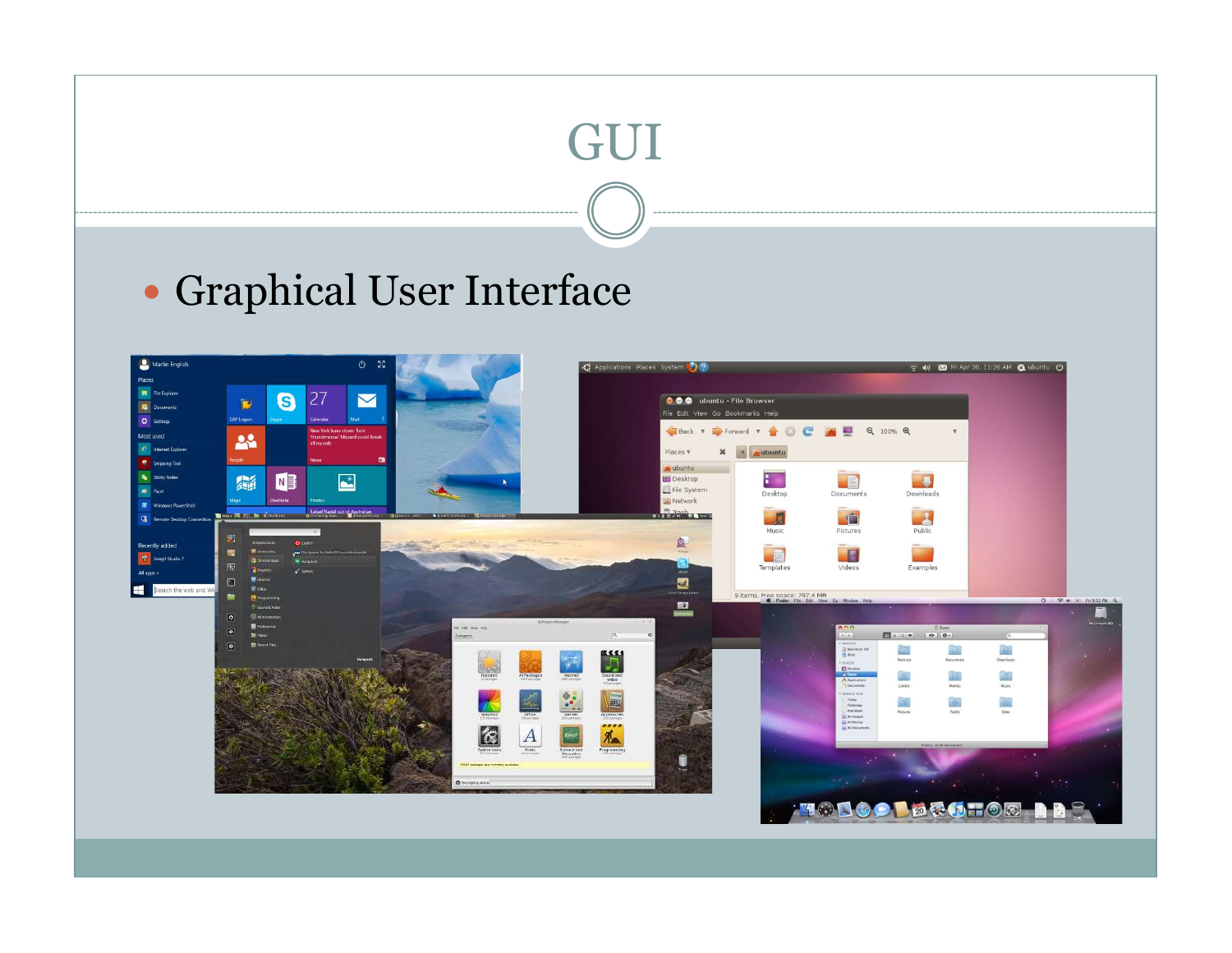# GUI

- Graphical User Interface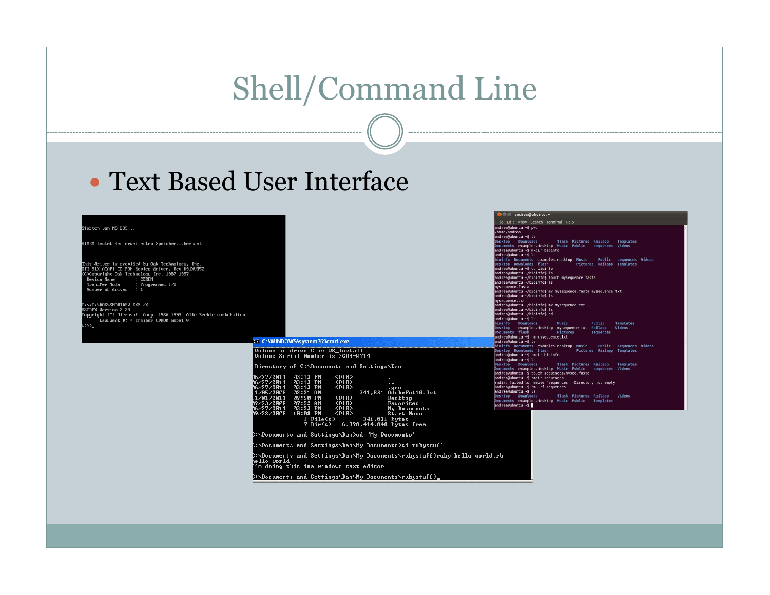# Shell/Command Line

- Text Based User Interface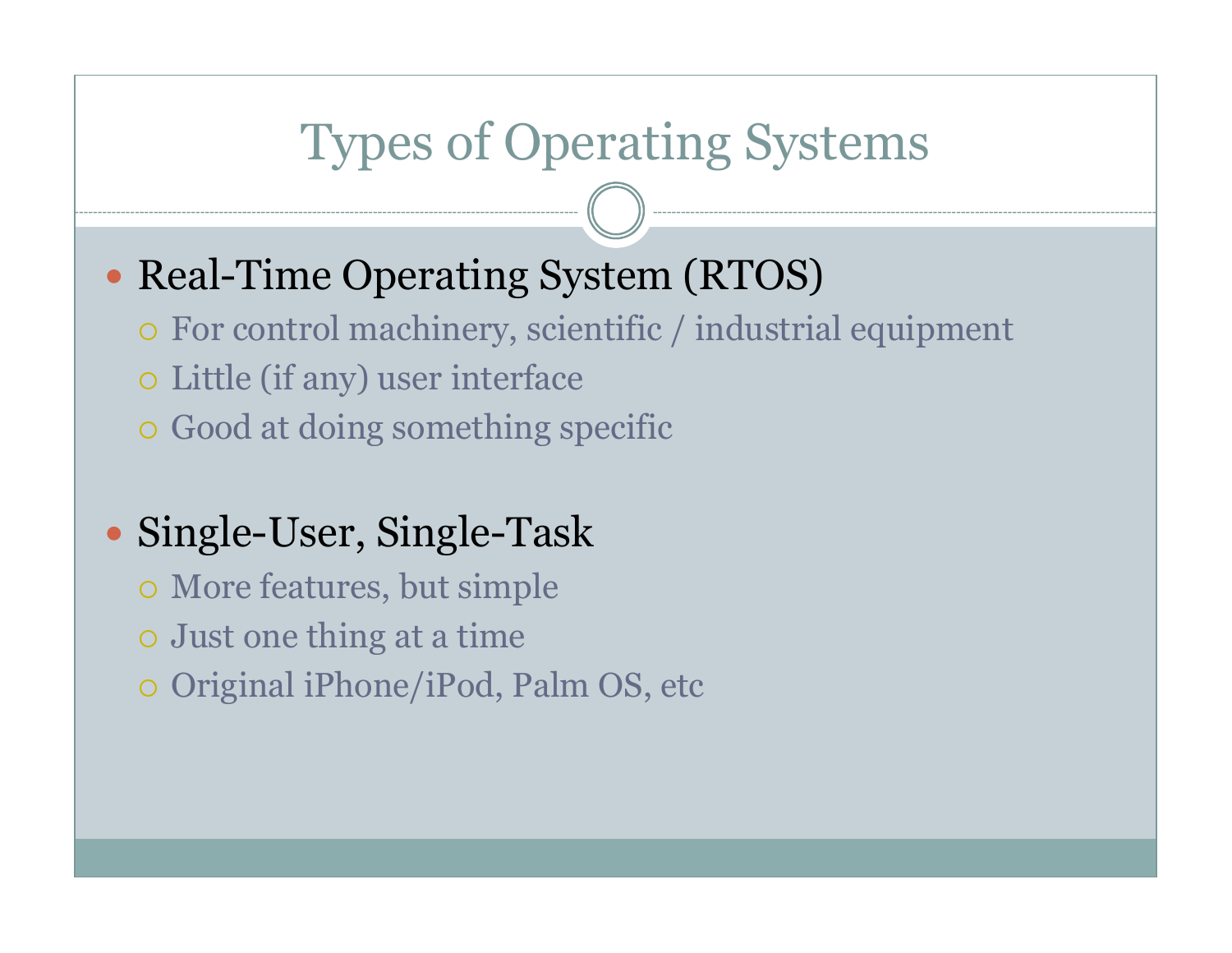# Types of Operating Systems

- Real-Time Operating System (RTOS)
  - For control machinery, scientific / industrial equipment
  - Little (if any) user interface
  - Good at doing something specific

- Single-User, Single-Task
  - More features, but simple
  - Just one thing at a time
  - Original iPhone/iPod, Palm OS, etc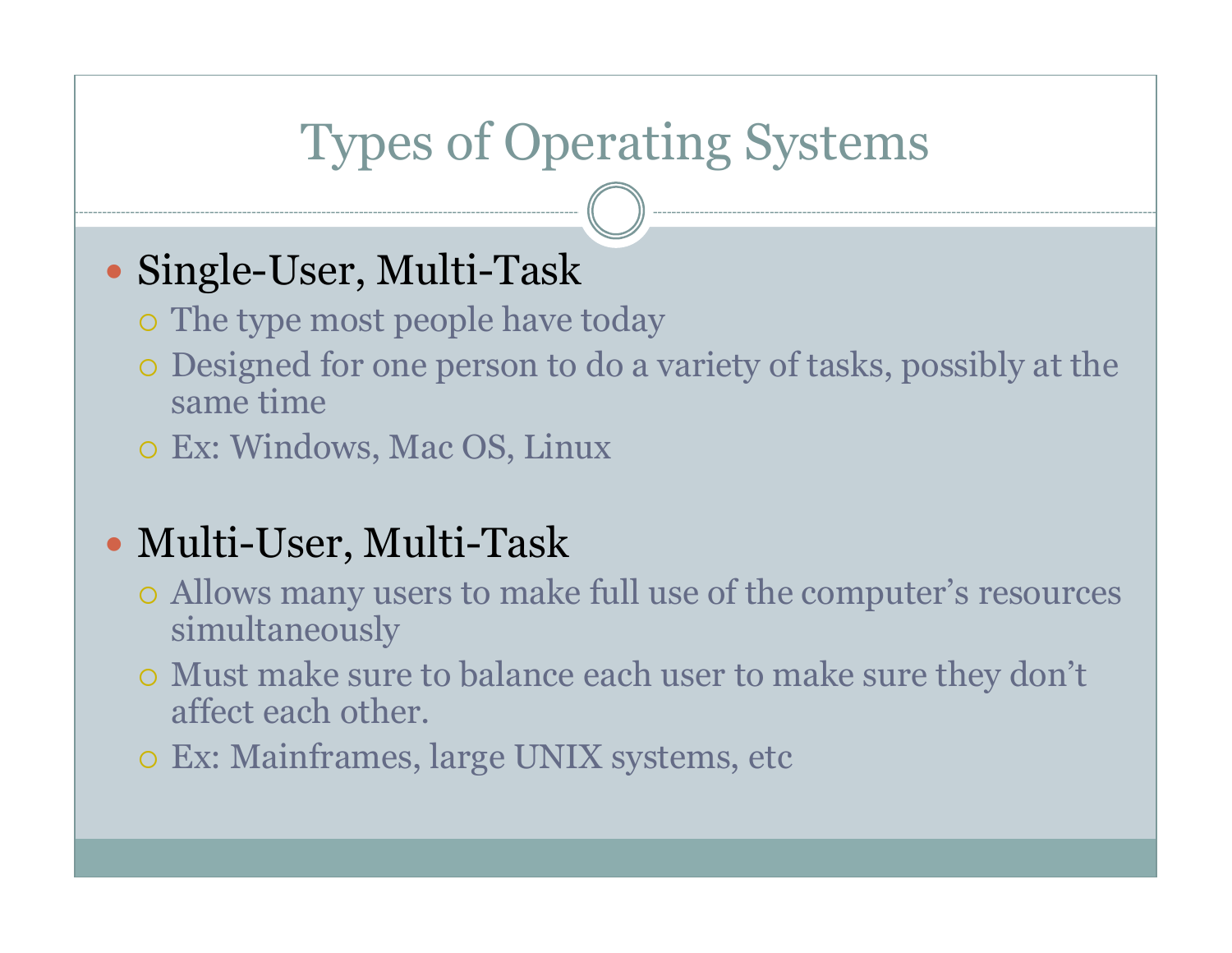# Types of Operating Systems

- Single-User, Multi-Task
  - The type most people have today
  - Designed for one person to do a variety of tasks, possibly at the same time
  - Ex: Windows, Mac OS, Linux

- Multi-User, Multi-Task
  - Allows many users to make full use of the computer's resources simultaneously
  - Must make sure to balance each user to make sure they don't affect each other.
  - Ex: Mainframes, large UNIX systems, etc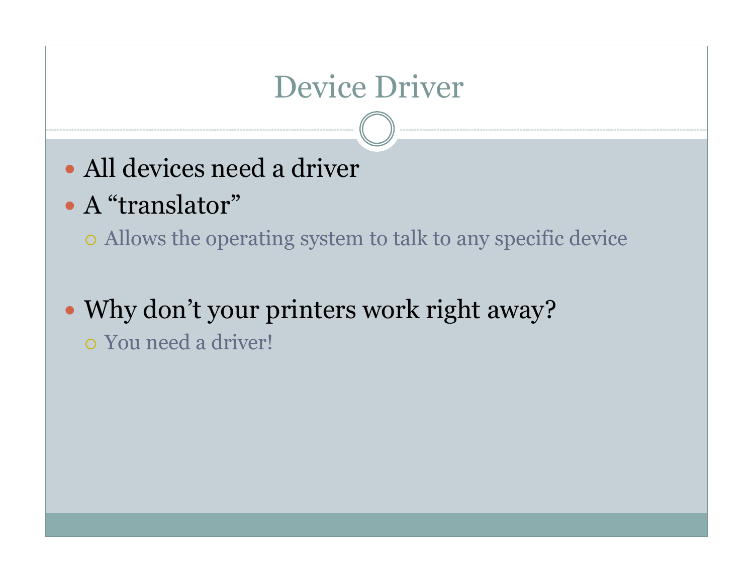# Device Driver

- All devices need a driver
- A “translator”
  - Allows the operating system to talk to any specific device

- Why don’t your printers work right away?
  - You need a driver!